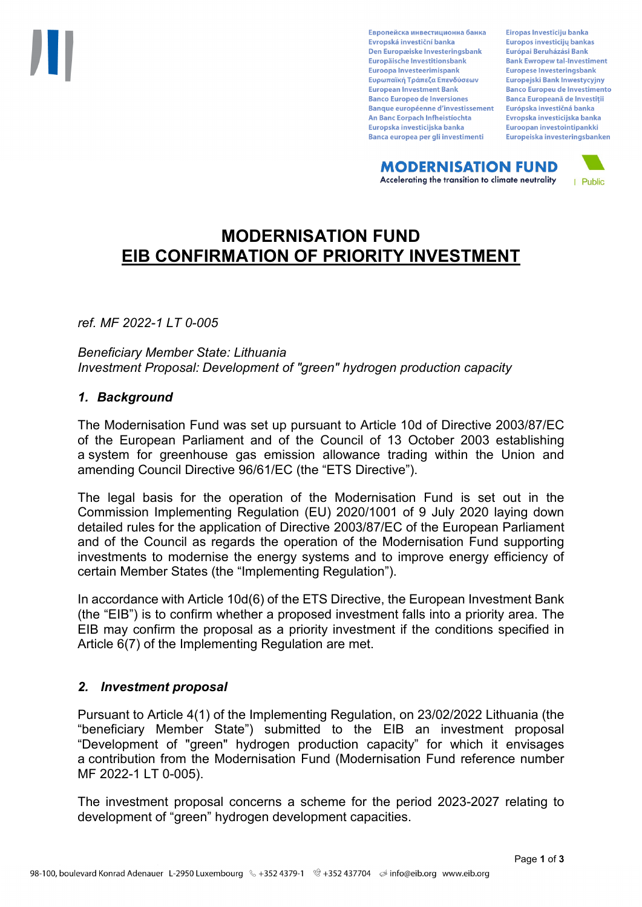# MODERNISATION FUND
# EIB CONFIRMATION OF PRIORITY INVESTMENT

*ref. MF 2022-1 LT 0-005*

*Beneficiary Member State: Lithuania*
*Investment Proposal: Development of "green" hydrogen production capacity*

## *1. Background*

The Modernisation Fund was set up pursuant to Article 10d of Directive 2003/87/EC of the European Parliament and of the Council of 13 October 2003 establishing a system for greenhouse gas emission allowance trading within the Union and amending Council Directive 96/61/EC (the "ETS Directive").

The legal basis for the operation of the Modernisation Fund is set out in the Commission Implementing Regulation (EU) 2020/1001 of 9 July 2020 laying down detailed rules for the application of Directive 2003/87/EC of the European Parliament and of the Council as regards the operation of the Modernisation Fund supporting investments to modernise the energy systems and to improve energy efficiency of certain Member States (the "Implementing Regulation").

In accordance with Article 10d(6) of the ETS Directive, the European Investment Bank (the "EIB") is to confirm whether a proposed investment falls into a priority area. The EIB may confirm the proposal as a priority investment if the conditions specified in Article 6(7) of the Implementing Regulation are met.

## *2. Investment proposal*

Pursuant to Article 4(1) of the Implementing Regulation, on 23/02/2022 Lithuania (the "beneficiary Member State") submitted to the EIB an investment proposal "Development of "green" hydrogen production capacity" for which it envisages a contribution from the Modernisation Fund (Modernisation Fund reference number MF 2022-1 LT 0-005).

The investment proposal concerns a scheme for the period 2023-2027 relating to development of "green" hydrogen development capacities.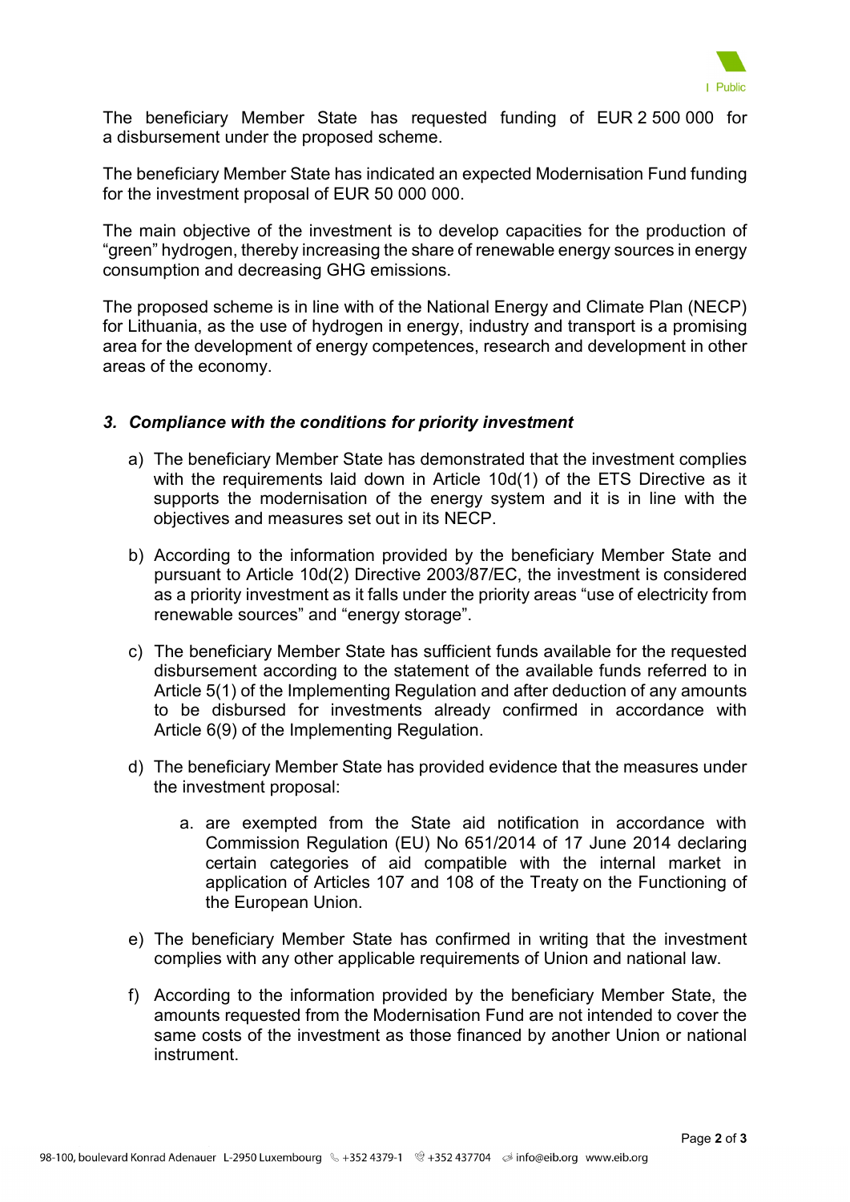The beneficiary Member State has requested funding of EUR 2 500 000 for a disbursement under the proposed scheme.

The beneficiary Member State has indicated an expected Modernisation Fund funding for the investment proposal of EUR 50 000 000.

The main objective of the investment is to develop capacities for the production of "green" hydrogen, thereby increasing the share of renewable energy sources in energy consumption and decreasing GHG emissions.

The proposed scheme is in line with of the National Energy and Climate Plan (NECP) for Lithuania, as the use of hydrogen in energy, industry and transport is a promising area for the development of energy competences, research and development in other areas of the economy.

### *3. Compliance with the conditions for priority investment*

a) The beneficiary Member State has demonstrated that the investment complies with the requirements laid down in Article 10d(1) of the ETS Directive as it supports the modernisation of the energy system and it is in line with the objectives and measures set out in its NECP.

b) According to the information provided by the beneficiary Member State and pursuant to Article 10d(2) Directive 2003/87/EC, the investment is considered as a priority investment as it falls under the priority areas "use of electricity from renewable sources" and "energy storage".

c) The beneficiary Member State has sufficient funds available for the requested disbursement according to the statement of the available funds referred to in Article 5(1) of the Implementing Regulation and after deduction of any amounts to be disbursed for investments already confirmed in accordance with Article 6(9) of the Implementing Regulation.

d) The beneficiary Member State has provided evidence that the measures under the investment proposal:

   a. are exempted from the State aid notification in accordance with Commission Regulation (EU) No 651/2014 of 17 June 2014 declaring certain categories of aid compatible with the internal market in application of Articles 107 and 108 of the Treaty on the Functioning of the European Union.

e) The beneficiary Member State has confirmed in writing that the investment complies with any other applicable requirements of Union and national law.

f) According to the information provided by the beneficiary Member State, the amounts requested from the Modernisation Fund are not intended to cover the same costs of the investment as those financed by another Union or national instrument.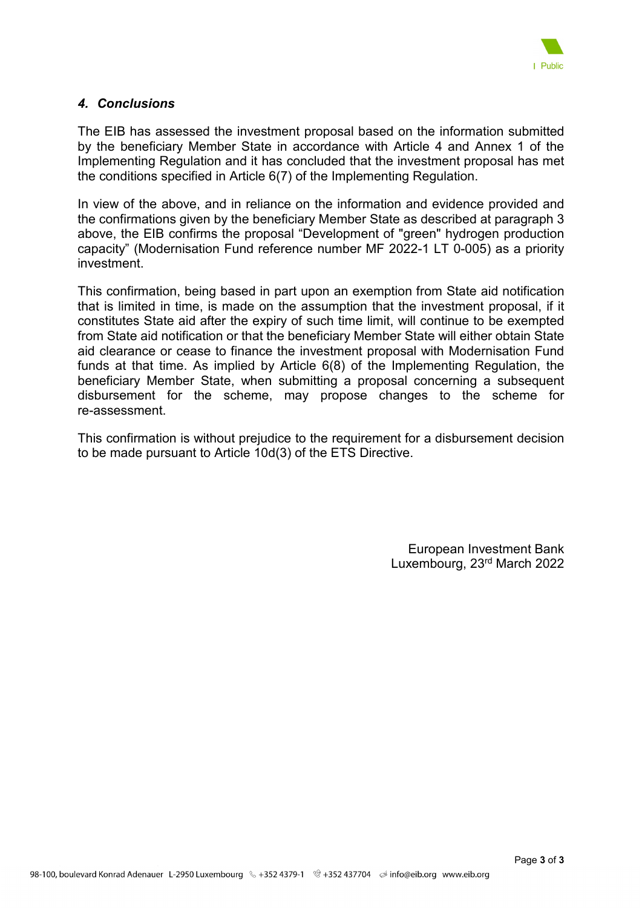### *4. Conclusions*

The EIB has assessed the investment proposal based on the information submitted by the beneficiary Member State in accordance with Article 4 and Annex 1 of the Implementing Regulation and it has concluded that the investment proposal has met the conditions specified in Article 6(7) of the Implementing Regulation.

In view of the above, and in reliance on the information and evidence provided and the confirmations given by the beneficiary Member State as described at paragraph 3 above, the EIB confirms the proposal “Development of "green" hydrogen production capacity” (Modernisation Fund reference number MF 2022-1 LT 0-005) as a priority investment.

This confirmation, being based in part upon an exemption from State aid notification that is limited in time, is made on the assumption that the investment proposal, if it constitutes State aid after the expiry of such time limit, will continue to be exempted from State aid notification or that the beneficiary Member State will either obtain State aid clearance or cease to finance the investment proposal with Modernisation Fund funds at that time. As implied by Article 6(8) of the Implementing Regulation, the beneficiary Member State, when submitting a proposal concerning a subsequent disbursement for the scheme, may propose changes to the scheme for re-assessment.

This confirmation is without prejudice to the requirement for a disbursement decision to be made pursuant to Article 10d(3) of the ETS Directive.

European Investment Bank
Luxembourg, 23rd March 2022